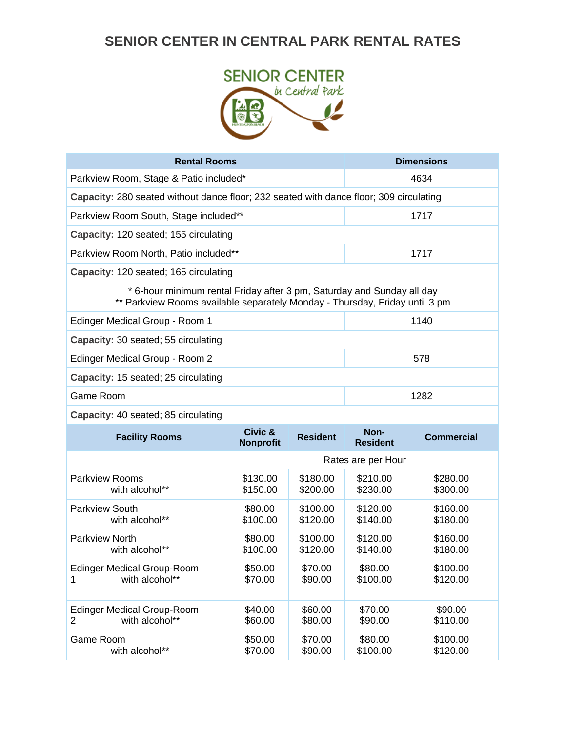# SENIOR CENTER IN CENTRAL PARK RENTAL RATES

| Rental Rooms | Dimensions |
|---|---|
| Parkview Room, Stage & Patio included* | 4634 |
| **Capacity:** 280 seated without dance floor; 232 seated with dance floor; 309 circulating | |
| Parkview Room South, Stage included** | 1717 |
| **Capacity:** 120 seated; 155 circulating | |
| Parkview Room North, Patio included** | 1717 |
| **Capacity:** 120 seated; 165 circulating | |
| * 6-hour minimum rental Friday after 3 pm, Saturday and Sunday all day<br>** Parkview Rooms available separately Monday - Thursday, Friday until 3 pm | |
| Edinger Medical Group - Room 1 | 1140 |
| **Capacity:** 30 seated; 55 circulating | |
| Edinger Medical Group - Room 2 | 578 |
| **Capacity:** 15 seated; 25 circulating | |
| Game Room | 1282 |
| **Capacity:** 40 seated; 85 circulating | |

| Facility Rooms | Civic & Nonprofit | Resident | Non-Resident | Commercial |
|---|---|---|---|---|
| | Rates are per Hour | | | |
| Parkview Rooms<br>with alcohol** | \$130.00<br>\$150.00 | \$180.00<br>\$200.00 | \$210.00<br>\$230.00 | \$280.00<br>\$300.00 |
| Parkview South<br>with alcohol** | \$80.00<br>\$100.00 | \$100.00<br>\$120.00 | \$120.00<br>\$140.00 | \$160.00<br>\$180.00 |
| Parkview North<br>with alcohol** | \$80.00<br>\$100.00 | \$100.00<br>\$120.00 | \$120.00<br>\$140.00 | \$160.00<br>\$180.00 |
| Edinger Medical Group-Room 1<br>with alcohol** | \$50.00<br>\$70.00 | \$70.00<br>\$90.00 | \$80.00<br>\$100.00 | \$100.00<br>\$120.00 |
| Edinger Medical Group-Room 2<br>with alcohol** | \$40.00<br>\$60.00 | \$60.00<br>\$80.00 | \$70.00<br>\$90.00 | \$90.00<br>\$110.00 |
| Game Room<br>with alcohol** | \$50.00<br>\$70.00 | \$70.00<br>\$90.00 | \$80.00<br>\$100.00 | \$100.00<br>\$120.00 |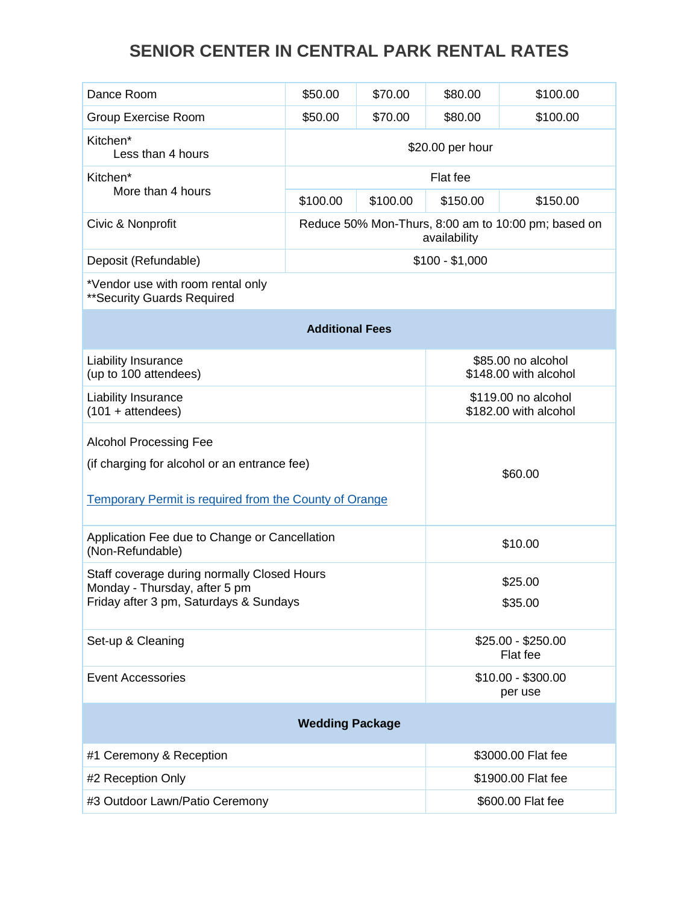# SENIOR CENTER IN CENTRAL PARK RENTAL RATES

| | | | | |
|---|---|---|---|---|
| Dance Room | $50.00 | $70.00 | $80.00 | $100.00 |
| Group Exercise Room | $50.00 | $70.00 | $80.00 | $100.00 |
| Kitchen* Less than 4 hours | $20.00 per hour | | | |
| Kitchen* More than 4 hours | Flat fee | | | |
| | $100.00 | $100.00 | $150.00 | $150.00 |
| Civic & Nonprofit | Reduce 50% Mon-Thurs, 8:00 am to 10:00 pm; based on availability | | | |
| Deposit (Refundable) | $100 - $1,000 | | | |
| *Vendor use with room rental only<br>**Security Guards Required | | | | |

| **Additional Fees** | |
|---|---|
| Liability Insurance (up to 100 attendees) | $85.00 no alcohol<br>$148.00 with alcohol |
| Liability Insurance (101 + attendees) | $119.00 no alcohol<br>$182.00 with alcohol |
| Alcohol Processing Fee<br>(if charging for alcohol or an entrance fee)<br>Temporary Permit is required from the County of Orange | $60.00 |
| Application Fee due to Change or Cancellation (Non-Refundable) | $10.00 |
| Staff coverage during normally Closed Hours<br>Monday - Thursday, after 5 pm<br>Friday after 3 pm, Saturdays & Sundays | $25.00<br>$35.00 |
| Set-up & Cleaning | $25.00 - $250.00<br>Flat fee |
| Event Accessories | $10.00 - $300.00<br>per use |

| **Wedding Package** | |
|---|---|
| #1 Ceremony & Reception | $3000.00 Flat fee |
| #2 Reception Only | $1900.00 Flat fee |
| #3 Outdoor Lawn/Patio Ceremony | $600.00 Flat fee |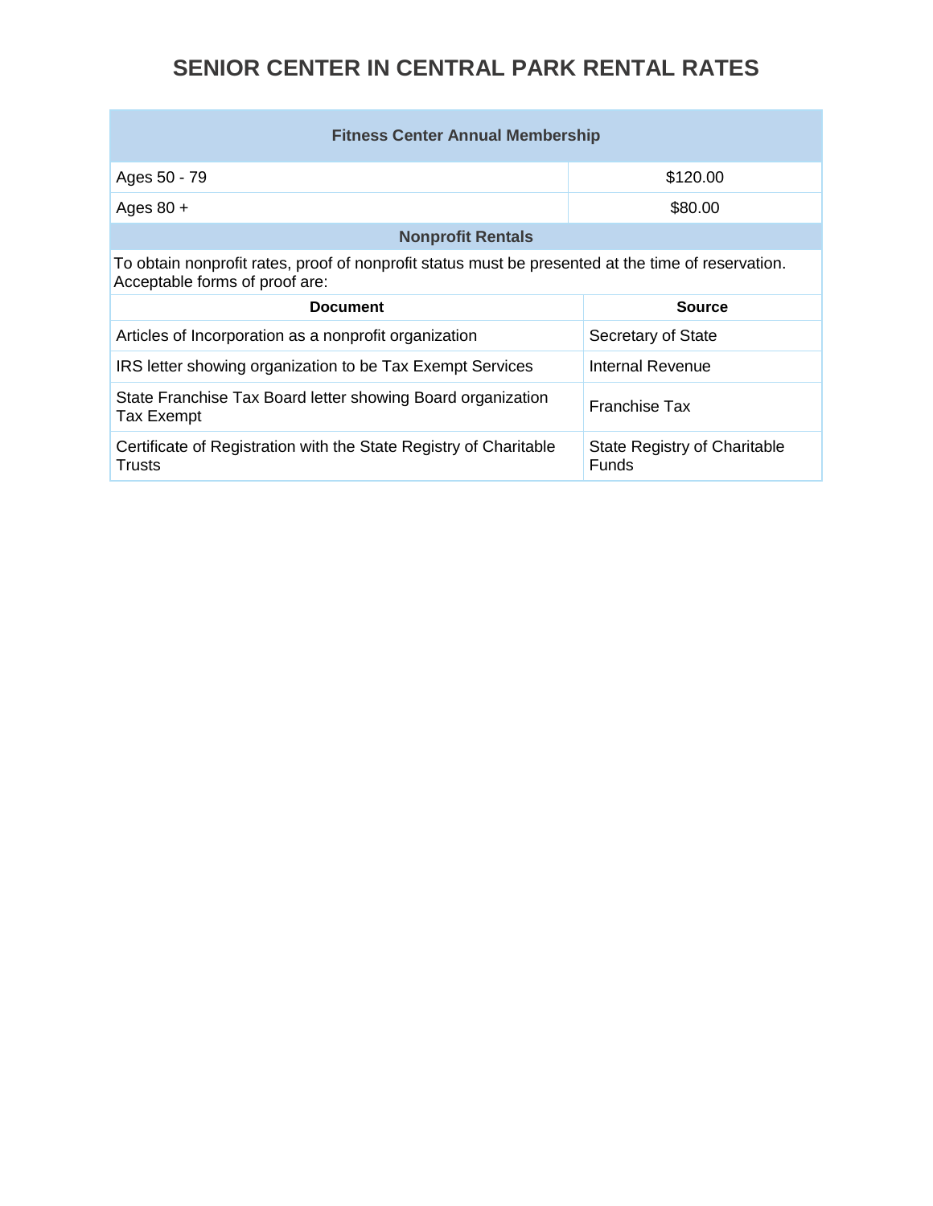# SENIOR CENTER IN CENTRAL PARK RENTAL RATES

| Fitness Center Annual Membership | |
|---|---|
| Ages 50 - 79 | $120.00 |
| Ages 80 + | $80.00 |

**Nonprofit Rentals**

To obtain nonprofit rates, proof of nonprofit status must be presented at the time of reservation. Acceptable forms of proof are:

| Document | Source |
|---|---|
| Articles of Incorporation as a nonprofit organization | Secretary of State |
| IRS letter showing organization to be Tax Exempt Services | Internal Revenue |
| State Franchise Tax Board letter showing Board organization Tax Exempt | Franchise Tax |
| Certificate of Registration with the State Registry of Charitable Trusts | State Registry of Charitable Funds |